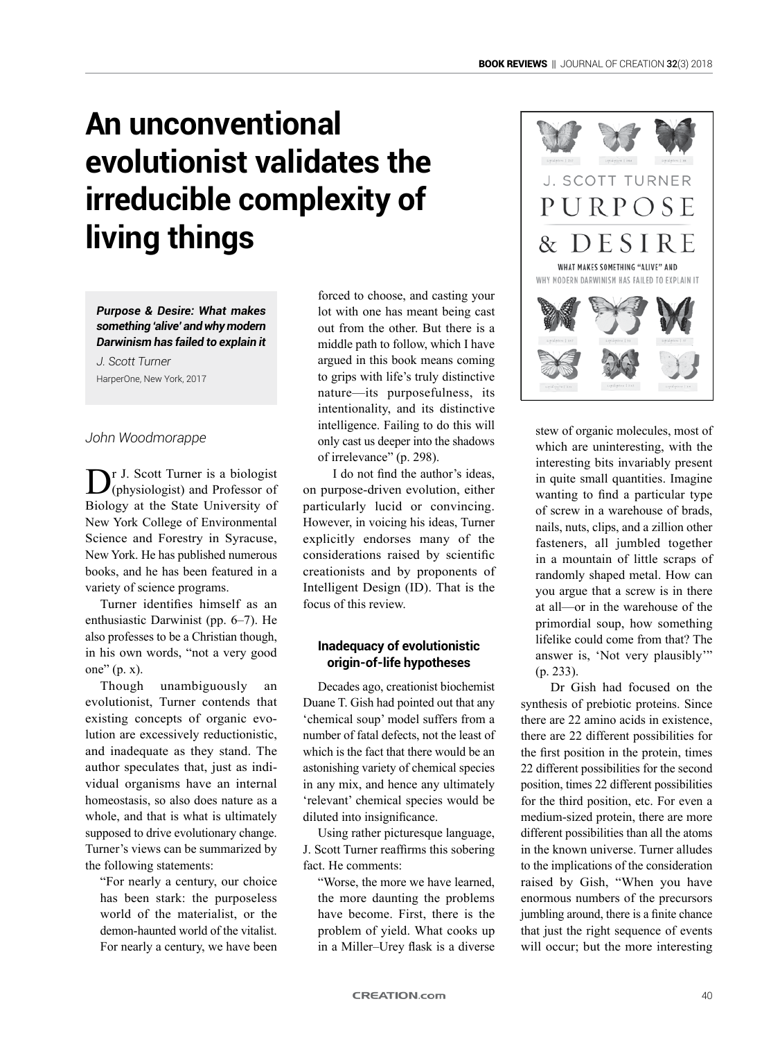# An unconventional evolutionist validates the irreducible complexity of living things

***Purpose & Desire: What makes something 'alive' and why modern Darwinism has failed to explain it***

*J. Scott Turner*

HarperOne, New York, 2017

*John Woodmorappe*

Dr J. Scott Turner is a biologist (physiologist) and Professor of Biology at the State University of New York College of Environmental Science and Forestry in Syracuse, New York. He has published numerous books, and he has been featured in a variety of science programs.

Turner identifies himself as an enthusiastic Darwinist (pp. 6–7). He also professes to be a Christian though, in his own words, "not a very good one" (p. x).

Though unambiguously an evolutionist, Turner contends that existing concepts of organic evolution are excessively reductionistic, and inadequate as they stand. The author speculates that, just as individual organisms have an internal homeostasis, so also does nature as a whole, and that is what is ultimately supposed to drive evolutionary change. Turner's views can be summarized by the following statements:

> "For nearly a century, our choice has been stark: the purposeless world of the materialist, or the demon-haunted world of the vitalist. For nearly a century, we have been forced to choose, and casting your lot with one has meant being cast out from the other. But there is a middle path to follow, which I have argued in this book means coming to grips with life's truly distinctive nature—its purposefulness, its intentionality, and its distinctive intelligence. Failing to do this will only cast us deeper into the shadows of irrelevance" (p. 298).

I do not find the author's ideas, on purpose-driven evolution, either particularly lucid or convincing. However, in voicing his ideas, Turner explicitly endorses many of the considerations raised by scientific creationists and by proponents of Intelligent Design (ID). That is the focus of this review.

### Inadequacy of evolutionistic origin-of-life hypotheses

Decades ago, creationist biochemist Duane T. Gish had pointed out that any 'chemical soup' model suffers from a number of fatal defects, not the least of which is the fact that there would be an astonishing variety of chemical species in any mix, and hence any ultimately 'relevant' chemical species would be diluted into insignificance.

Using rather picturesque language, J. Scott Turner reaffirms this sobering fact. He comments:

> "Worse, the more we have learned, the more daunting the problems have become. First, there is the problem of yield. What cooks up in a Miller–Urey flask is a diverse stew of organic molecules, most of which are uninteresting, with the interesting bits invariably present in quite small quantities. Imagine wanting to find a particular type of screw in a warehouse of brads, nails, nuts, clips, and a zillion other fasteners, all jumbled together in a mountain of little scraps of randomly shaped metal. How can you argue that a screw is in there at all—or in the warehouse of the primordial soup, how something lifelike could come from that? The answer is, 'Not very plausibly'" (p. 233).

Dr Gish had focused on the synthesis of prebiotic proteins. Since there are 22 amino acids in existence, there are 22 different possibilities for the first position in the protein, times 22 different possibilities for the second position, times 22 different possibilities for the third position, etc. For even a medium-sized protein, there are more different possibilities than all the atoms in the known universe. Turner alludes to the implications of the consideration raised by Gish, "When you have enormous numbers of the precursors jumbling around, there is a finite chance that just the right sequence of events will occur; but the more interesting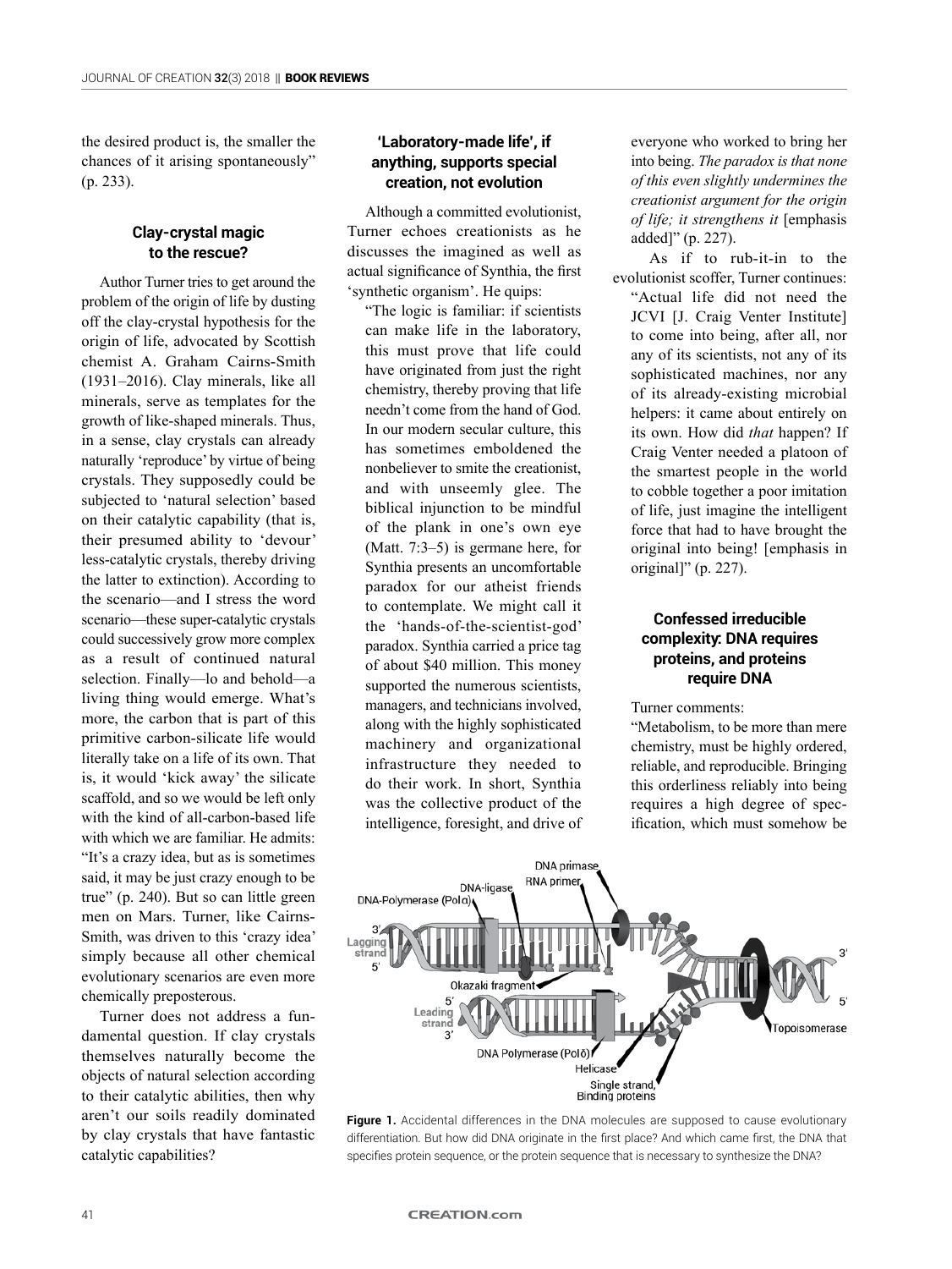the desired product is, the smaller the chances of it arising spontaneously" (p. 233).

### Clay-crystal magic to the rescue?

Author Turner tries to get around the problem of the origin of life by dusting off the clay-crystal hypothesis for the origin of life, advocated by Scottish chemist A. Graham Cairns-Smith (1931–2016). Clay minerals, like all minerals, serve as templates for the growth of like-shaped minerals. Thus, in a sense, clay crystals can already naturally 'reproduce' by virtue of being crystals. They supposedly could be subjected to 'natural selection' based on their catalytic capability (that is, their presumed ability to 'devour' less-catalytic crystals, thereby driving the latter to extinction). According to the scenario—and I stress the word scenario—these super-catalytic crystals could successively grow more complex as a result of continued natural selection. Finally—lo and behold—a living thing would emerge. What's more, the carbon that is part of this primitive carbon-silicate life would literally take on a life of its own. That is, it would 'kick away' the silicate scaffold, and so we would be left only with the kind of all-carbon-based life with which we are familiar. He admits: "It's a crazy idea, but as is sometimes said, it may be just crazy enough to be true" (p. 240). But so can little green men on Mars. Turner, like Cairns-Smith, was driven to this 'crazy idea' simply because all other chemical evolutionary scenarios are even more chemically preposterous.

Turner does not address a fundamental question. If clay crystals themselves naturally become the objects of natural selection according to their catalytic abilities, then why aren't our soils readily dominated by clay crystals that have fantastic catalytic capabilities?

### 'Laboratory-made life', if anything, supports special creation, not evolution

Although a committed evolutionist, Turner echoes creationists as he discusses the imagined as well as actual significance of Synthia, the first 'synthetic organism'. He quips:

> "The logic is familiar: if scientists can make life in the laboratory, this must prove that life could have originated from just the right chemistry, thereby proving that life needn't come from the hand of God. In our modern secular culture, this has sometimes emboldened the nonbeliever to smite the creationist, and with unseemly glee. The biblical injunction to be mindful of the plank in one's own eye (Matt. 7:3–5) is germane here, for Synthia presents an uncomfortable paradox for our atheist friends to contemplate. We might call it the 'hands-of-the-scientist-god' paradox. Synthia carried a price tag of about \$40 million. This money supported the numerous scientists, managers, and technicians involved, along with the highly sophisticated machinery and organizational infrastructure they needed to do their work. In short, Synthia was the collective product of the intelligence, foresight, and drive of everyone who worked to bring her into being. *The paradox is that none of this even slightly undermines the creationist argument for the origin of life; it strengthens it* [emphasis added]" (p. 227).

As if to rub-it-in to the evolutionist scoffer, Turner continues:

> "Actual life did not need the JCVI [J. Craig Venter Institute] to come into being, after all, nor any of its scientists, not any of its sophisticated machines, nor any of its already-existing microbial helpers: it came about entirely on its own. How did *that* happen? If Craig Venter needed a platoon of the smartest people in the world to cobble together a poor imitation of life, just imagine the intelligent force that had to have brought the original into being! [emphasis in original]" (p. 227).

### Confessed irreducible complexity: DNA requires proteins, and proteins require DNA

Turner comments:

> "Metabolism, to be more than mere chemistry, must be highly ordered, reliable, and reproducible. Bringing this orderliness reliably into being requires a high degree of specification, which must somehow be

**Figure 1.** Accidental differences in the DNA molecules are supposed to cause evolutionary differentiation. But how did DNA originate in the first place? And which came first, the DNA that specifies protein sequence, or the protein sequence that is necessary to synthesize the DNA?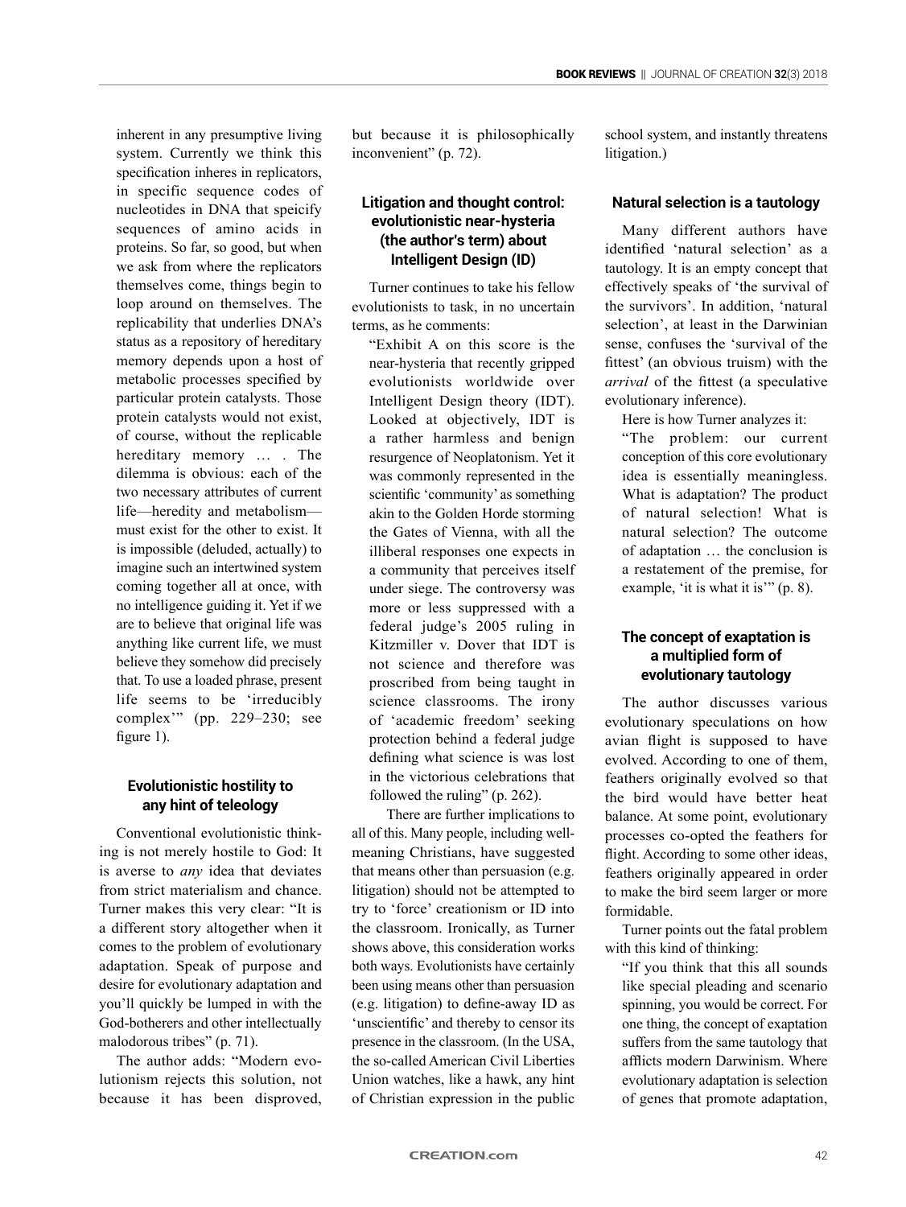inherent in any presumptive living system. Currently we think this specification inheres in replicators, in specific sequence codes of nucleotides in DNA that speicify sequences of amino acids in proteins. So far, so good, but when we ask from where the replicators themselves come, things begin to loop around on themselves. The replicability that underlies DNA's status as a repository of hereditary memory depends upon a host of metabolic processes specified by particular protein catalysts. Those protein catalysts would not exist, of course, without the replicable hereditary memory … . The dilemma is obvious: each of the two necessary attributes of current life—heredity and metabolism—must exist for the other to exist. It is impossible (deluded, actually) to imagine such an intertwined system coming together all at once, with no intelligence guiding it. Yet if we are to believe that original life was anything like current life, we must believe they somehow did precisely that. To use a loaded phrase, present life seems to be 'irreducibly complex'" (pp. 229–230; see figure 1).

### Evolutionistic hostility to any hint of teleology

Conventional evolutionistic thinking is not merely hostile to God: It is averse to *any* idea that deviates from strict materialism and chance. Turner makes this very clear: "It is a different story altogether when it comes to the problem of evolutionary adaptation. Speak of purpose and desire for evolutionary adaptation and you'll quickly be lumped in with the God-botherers and other intellectually malodorous tribes" (p. 71).

The author adds: "Modern evolutionism rejects this solution, not because it has been disproved, but because it is philosophically inconvenient" (p. 72).

### Litigation and thought control: evolutionistic near-hysteria (the author's term) about Intelligent Design (ID)

Turner continues to take his fellow evolutionists to task, in no uncertain terms, as he comments:

> "Exhibit A on this score is the near-hysteria that recently gripped evolutionists worldwide over Intelligent Design theory (IDT). Looked at objectively, IDT is a rather harmless and benign resurgence of Neoplatonism. Yet it was commonly represented in the scientific 'community' as something akin to the Golden Horde storming the Gates of Vienna, with all the illiberal responses one expects in a community that perceives itself under siege. The controversy was more or less suppressed with a federal judge's 2005 ruling in Kitzmiller v. Dover that IDT is not science and therefore was proscribed from being taught in science classrooms. The irony of 'academic freedom' seeking protection behind a federal judge defining what science is was lost in the victorious celebrations that followed the ruling" (p. 262).

There are further implications to all of this. Many people, including well-meaning Christians, have suggested that means other than persuasion (e.g. litigation) should not be attempted to try to 'force' creationism or ID into the classroom. Ironically, as Turner shows above, this consideration works both ways. Evolutionists have certainly been using means other than persuasion (e.g. litigation) to define-away ID as 'unscientific' and thereby to censor its presence in the classroom. (In the USA, the so-called American Civil Liberties Union watches, like a hawk, any hint of Christian expression in the public school system, and instantly threatens litigation.)

### Natural selection is a tautology

Many different authors have identified 'natural selection' as a tautology. It is an empty concept that effectively speaks of 'the survival of the survivors'. In addition, 'natural selection', at least in the Darwinian sense, confuses the 'survival of the fittest' (an obvious truism) with the *arrival* of the fittest (a speculative evolutionary inference).

Here is how Turner analyzes it:

> "The problem: our current conception of this core evolutionary idea is essentially meaningless. What is adaptation? The product of natural selection! What is natural selection? The outcome of adaptation … the conclusion is a restatement of the premise, for example, 'it is what it is'" (p. 8).

### The concept of exaptation is a multiplied form of evolutionary tautology

The author discusses various evolutionary speculations on how avian flight is supposed to have evolved. According to one of them, feathers originally evolved so that the bird would have better heat balance. At some point, evolutionary processes co-opted the feathers for flight. According to some other ideas, feathers originally appeared in order to make the bird seem larger or more formidable.

Turner points out the fatal problem with this kind of thinking:

> "If you think that this all sounds like special pleading and scenario spinning, you would be correct. For one thing, the concept of exaptation suffers from the same tautology that afflicts modern Darwinism. Where evolutionary adaptation is selection of genes that promote adaptation,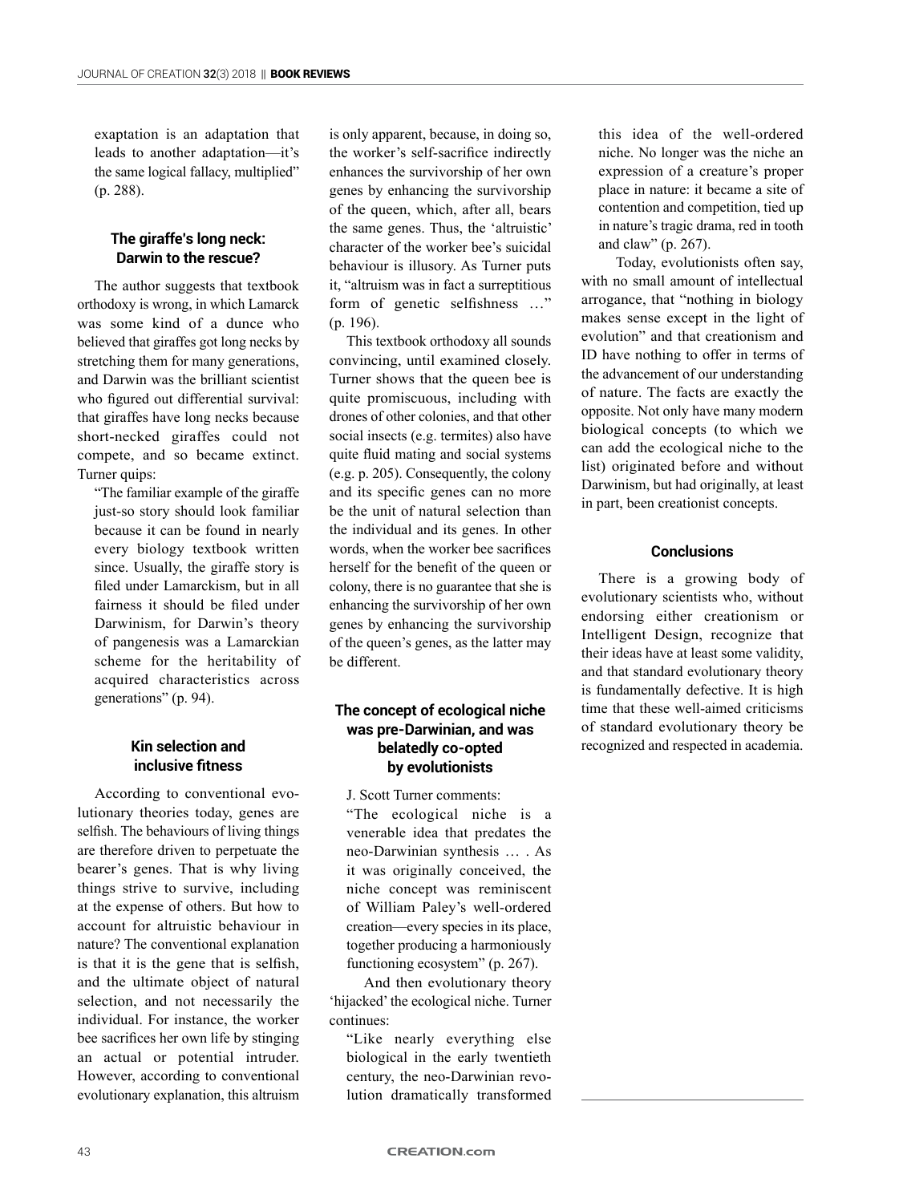exaptation is an adaptation that leads to another adaptation—it's the same logical fallacy, multiplied" (p. 288).

### The giraffe's long neck: Darwin to the rescue?

The author suggests that textbook orthodoxy is wrong, in which Lamarck was some kind of a dunce who believed that giraffes got long necks by stretching them for many generations, and Darwin was the brilliant scientist who figured out differential survival: that giraffes have long necks because short-necked giraffes could not compete, and so became extinct. Turner quips:

"The familiar example of the giraffe just-so story should look familiar because it can be found in nearly every biology textbook written since. Usually, the giraffe story is filed under Lamarckism, but in all fairness it should be filed under Darwinism, for Darwin's theory of pangenesis was a Lamarckian scheme for the heritability of acquired characteristics across generations" (p. 94).

### Kin selection and inclusive fitness

According to conventional evolutionary theories today, genes are selfish. The behaviours of living things are therefore driven to perpetuate the bearer's genes. That is why living things strive to survive, including at the expense of others. But how to account for altruistic behaviour in nature? The conventional explanation is that it is the gene that is selfish, and the ultimate object of natural selection, and not necessarily the individual. For instance, the worker bee sacrifices her own life by stinging an actual or potential intruder. However, according to conventional evolutionary explanation, this altruism is only apparent, because, in doing so, the worker's self-sacrifice indirectly enhances the survivorship of her own genes by enhancing the survivorship of the queen, which, after all, bears the same genes. Thus, the 'altruistic' character of the worker bee's suicidal behaviour is illusory. As Turner puts it, "altruism was in fact a surreptitious form of genetic selfishness …" (p. 196).

This textbook orthodoxy all sounds convincing, until examined closely. Turner shows that the queen bee is quite promiscuous, including with drones of other colonies, and that other social insects (e.g. termites) also have quite fluid mating and social systems (e.g. p. 205). Consequently, the colony and its specific genes can no more be the unit of natural selection than the individual and its genes. In other words, when the worker bee sacrifices herself for the benefit of the queen or colony, there is no guarantee that she is enhancing the survivorship of her own genes by enhancing the survivorship of the queen's genes, as the latter may be different.

### The concept of ecological niche was pre-Darwinian, and was belatedly co-opted by evolutionists

J. Scott Turner comments:

"The ecological niche is a venerable idea that predates the neo-Darwinian synthesis … . As it was originally conceived, the niche concept was reminiscent of William Paley's well-ordered creation—every species in its place, together producing a harmoniously functioning ecosystem" (p. 267).

And then evolutionary theory 'hijacked' the ecological niche. Turner continues:

"Like nearly everything else biological in the early twentieth century, the neo-Darwinian revolution dramatically transformed this idea of the well-ordered niche. No longer was the niche an expression of a creature's proper place in nature: it became a site of contention and competition, tied up in nature's tragic drama, red in tooth and claw" (p. 267).

Today, evolutionists often say, with no small amount of intellectual arrogance, that "nothing in biology makes sense except in the light of evolution" and that creationism and ID have nothing to offer in terms of the advancement of our understanding of nature. The facts are exactly the opposite. Not only have many modern biological concepts (to which we can add the ecological niche to the list) originated before and without Darwinism, but had originally, at least in part, been creationist concepts.

### Conclusions

There is a growing body of evolutionary scientists who, without endorsing either creationism or Intelligent Design, recognize that their ideas have at least some validity, and that standard evolutionary theory is fundamentally defective. It is high time that these well-aimed criticisms of standard evolutionary theory be recognized and respected in academia.